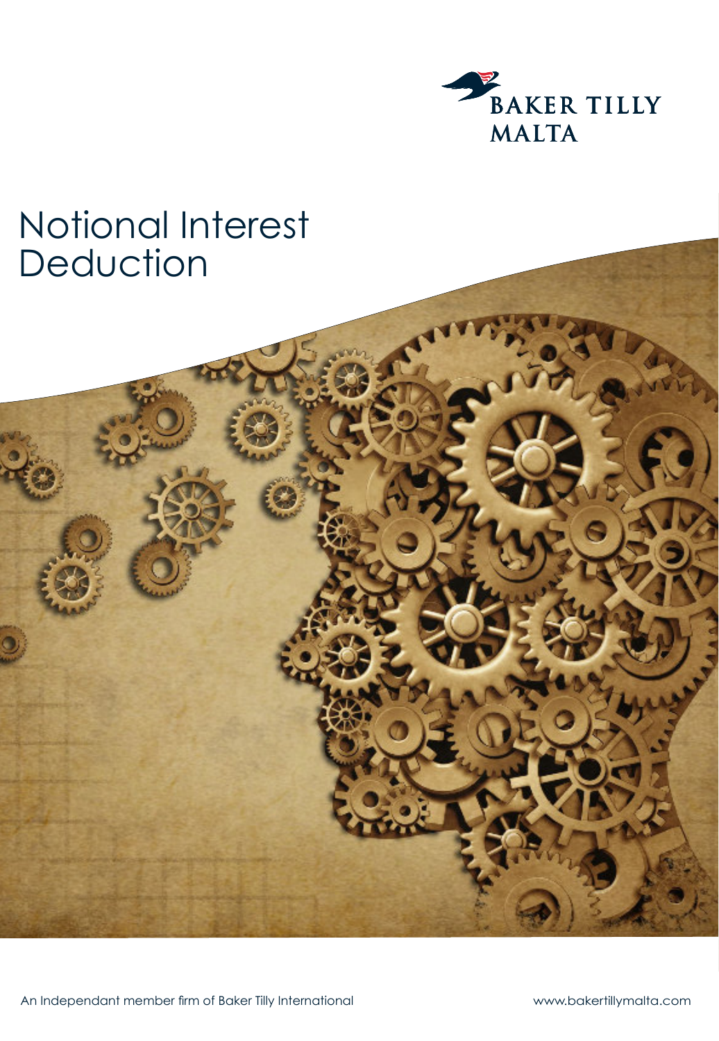BAKER TILLY MALTA

# Notional Interest Deduction

An Independant member firm of Baker Tilly International

www.bakertillymalta.com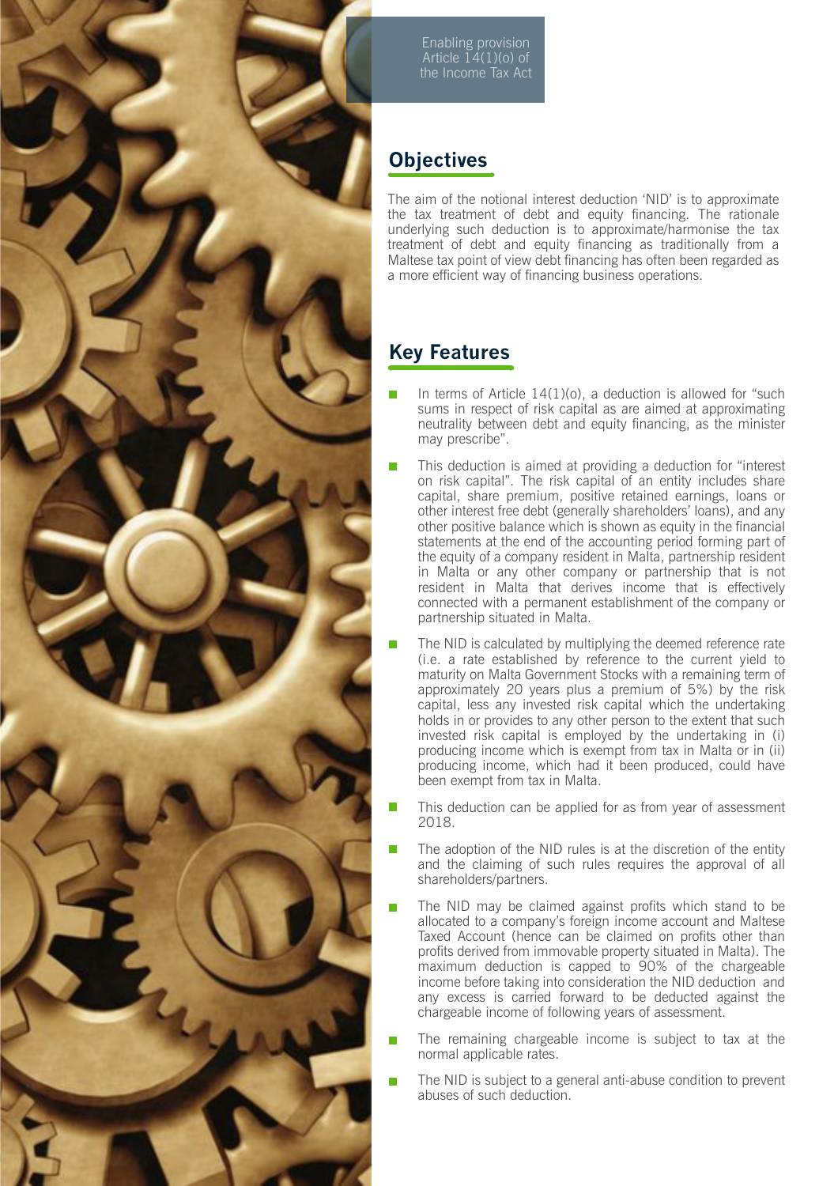Enabling provision Article 14(1)(o) of the Income Tax Act

## Objectives

The aim of the notional interest deduction 'NID' is to approximate the tax treatment of debt and equity financing. The rationale underlying such deduction is to approximate/harmonise the tax treatment of debt and equity financing as traditionally from a Maltese tax point of view debt financing has often been regarded as a more efficient way of financing business operations.

## Key Features

- In terms of Article 14(1)(o), a deduction is allowed for "such sums in respect of risk capital as are aimed at approximating neutrality between debt and equity financing, as the minister may prescribe".
- This deduction is aimed at providing a deduction for "interest on risk capital". The risk capital of an entity includes share capital, share premium, positive retained earnings, loans or other interest free debt (generally shareholders' loans), and any other positive balance which is shown as equity in the financial statements at the end of the accounting period forming part of the equity of a company resident in Malta, partnership resident in Malta or any other company or partnership that is not resident in Malta that derives income that is effectively connected with a permanent establishment of the company or partnership situated in Malta.
- The NID is calculated by multiplying the deemed reference rate (i.e. a rate established by reference to the current yield to maturity on Malta Government Stocks with a remaining term of approximately 20 years plus a premium of 5%) by the risk capital, less any invested risk capital which the undertaking holds in or provides to any other person to the extent that such invested risk capital is employed by the undertaking in (i) producing income which is exempt from tax in Malta or in (ii) producing income, which had it been produced, could have been exempt from tax in Malta.
- This deduction can be applied for as from year of assessment 2018.
- The adoption of the NID rules is at the discretion of the entity and the claiming of such rules requires the approval of all shareholders/partners.
- The NID may be claimed against profits which stand to be allocated to a company's foreign income account and Maltese Taxed Account (hence can be claimed on profits other than profits derived from immovable property situated in Malta). The maximum deduction is capped to 90% of the chargeable income before taking into consideration the NID deduction and any excess is carried forward to be deducted against the chargeable income of following years of assessment.
- The remaining chargeable income is subject to tax at the normal applicable rates.
- The NID is subject to a general anti-abuse condition to prevent abuses of such deduction.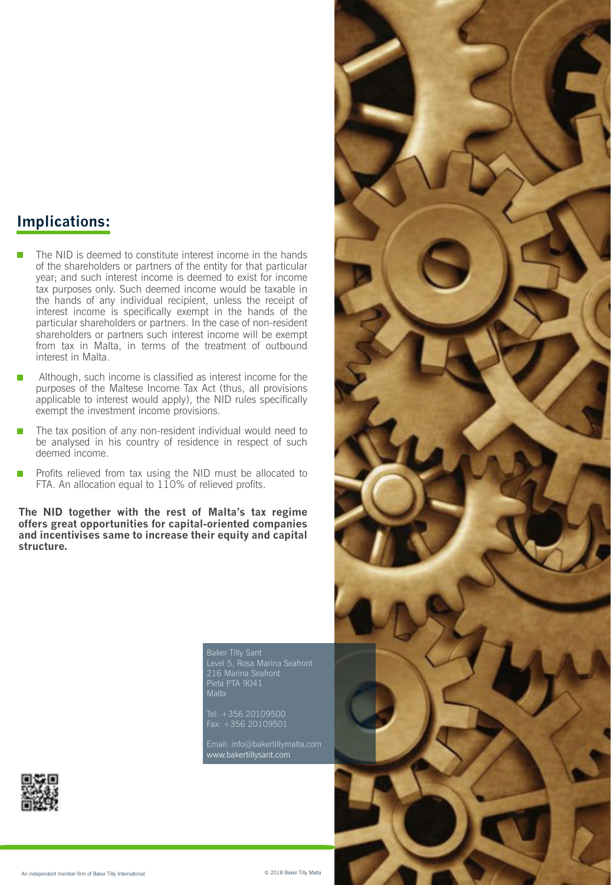## Implications:

- The NID is deemed to constitute interest income in the hands of the shareholders or partners of the entity for that particular year; and such interest income is deemed to exist for income tax purposes only. Such deemed income would be taxable in the hands of any individual recipient, unless the receipt of interest income is specifically exempt in the hands of the particular shareholders or partners. In the case of non-resident shareholders or partners such interest income will be exempt from tax in Malta, in terms of the treatment of outbound interest in Malta.
- Although, such income is classified as interest income for the purposes of the Maltese Income Tax Act (thus, all provisions applicable to interest would apply), the NID rules specifically exempt the investment income provisions.
- The tax position of any non-resident individual would need to be analysed in his country of residence in respect of such deemed income.
- Profits relieved from tax using the NID must be allocated to FTA. An allocation equal to 110% of relieved profits.

**The NID together with the rest of Malta's tax regime offers great opportunities for capital-oriented companies and incentivises same to increase their equity and capital structure.**

Baker Tilly Sant
Level 5, Rosa Marina Seafront
216 Marina Seafront
Pieta PTA 9041
Malta

Tel: +356 20109500
Fax: +356 20109501

Email: info@bakertillymalta.com
www.bakertillysant.com

An independent member firm of Baker Tilly International

© 2018 Baker Tilly Malta